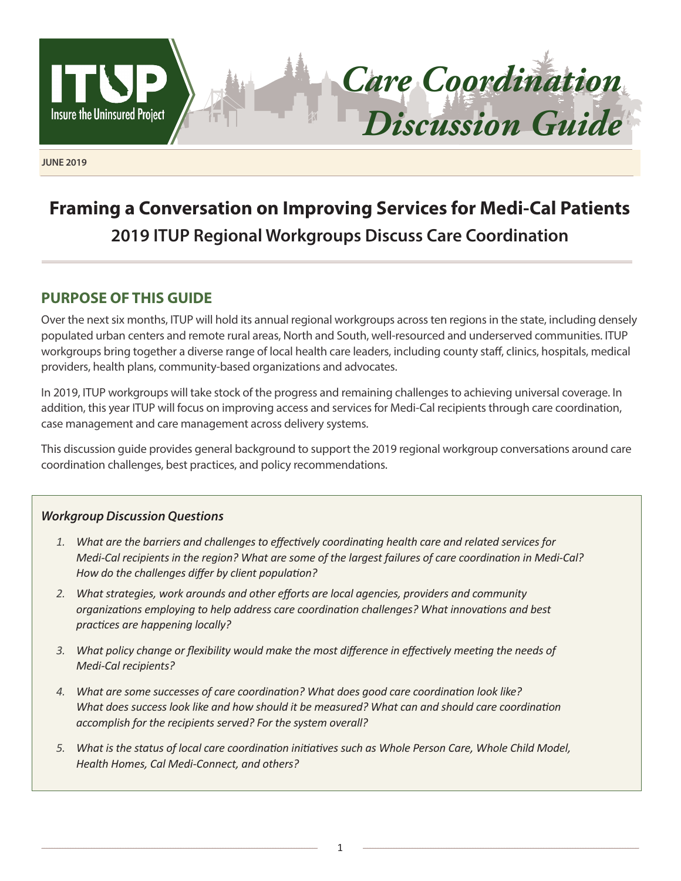ITUP

Insure the Uninsured Project

# Care Coordination Discussion Guide

**JUNE 2019**

# Framing a Conversation on Improving Services for Medi-Cal Patients

## 2019 ITUP Regional Workgroups Discuss Care Coordination

## PURPOSE OF THIS GUIDE

Over the next six months, ITUP will hold its annual regional workgroups across ten regions in the state, including densely populated urban centers and remote rural areas, North and South, well-resourced and underserved communities. ITUP workgroups bring together a diverse range of local health care leaders, including county staff, clinics, hospitals, medical providers, health plans, community-based organizations and advocates.

In 2019, ITUP workgroups will take stock of the progress and remaining challenges to achieving universal coverage. In addition, this year ITUP will focus on improving access and services for Medi-Cal recipients through care coordination, case management and care management across delivery systems.

This discussion guide provides general background to support the 2019 regional workgroup conversations around care coordination challenges, best practices, and policy recommendations.

***Workgroup Discussion Questions***

1. *What are the barriers and challenges to effectively coordinating health care and related services for Medi-Cal recipients in the region? What are some of the largest failures of care coordination in Medi-Cal? How do the challenges differ by client population?*
2. *What strategies, work arounds and other efforts are local agencies, providers and community organizations employing to help address care coordination challenges? What innovations and best practices are happening locally?*
3. *What policy change or flexibility would make the most difference in effectively meeting the needs of Medi-Cal recipients?*
4. *What are some successes of care coordination? What does good care coordination look like? What does success look like and how should it be measured? What can and should care coordination accomplish for the recipients served? For the system overall?*
5. *What is the status of local care coordination initiatives such as Whole Person Care, Whole Child Model, Health Homes, Cal Medi-Connect, and others?*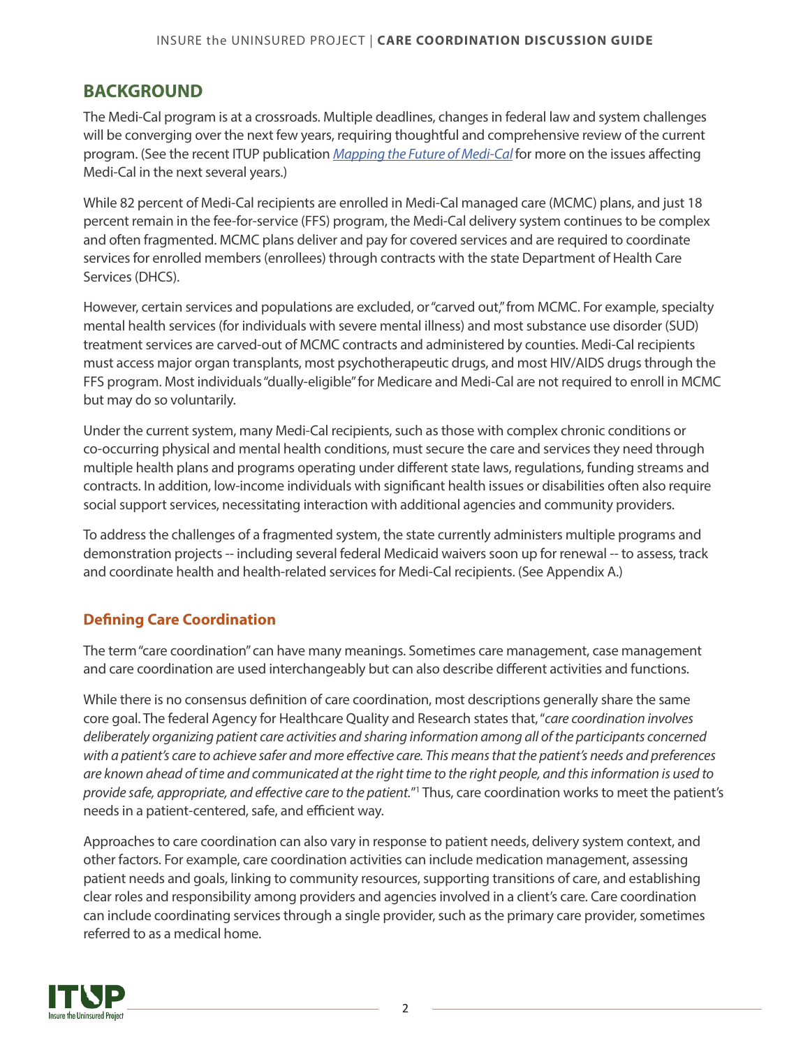## BACKGROUND

The Medi-Cal program is at a crossroads. Multiple deadlines, changes in federal law and system challenges will be converging over the next few years, requiring thoughtful and comprehensive review of the current program. (See the recent ITUP publication *Mapping the Future of Medi-Cal* for more on the issues affecting Medi-Cal in the next several years.)

While 82 percent of Medi-Cal recipients are enrolled in Medi-Cal managed care (MCMC) plans, and just 18 percent remain in the fee-for-service (FFS) program, the Medi-Cal delivery system continues to be complex and often fragmented. MCMC plans deliver and pay for covered services and are required to coordinate services for enrolled members (enrollees) through contracts with the state Department of Health Care Services (DHCS).

However, certain services and populations are excluded, or "carved out," from MCMC. For example, specialty mental health services (for individuals with severe mental illness) and most substance use disorder (SUD) treatment services are carved-out of MCMC contracts and administered by counties. Medi-Cal recipients must access major organ transplants, most psychotherapeutic drugs, and most HIV/AIDS drugs through the FFS program. Most individuals "dually-eligible" for Medicare and Medi-Cal are not required to enroll in MCMC but may do so voluntarily.

Under the current system, many Medi-Cal recipients, such as those with complex chronic conditions or co-occurring physical and mental health conditions, must secure the care and services they need through multiple health plans and programs operating under different state laws, regulations, funding streams and contracts. In addition, low-income individuals with significant health issues or disabilities often also require social support services, necessitating interaction with additional agencies and community providers.

To address the challenges of a fragmented system, the state currently administers multiple programs and demonstration projects -- including several federal Medicaid waivers soon up for renewal -- to assess, track and coordinate health and health-related services for Medi-Cal recipients. (See Appendix A.)

### Defining Care Coordination

The term "care coordination" can have many meanings. Sometimes care management, case management and care coordination are used interchangeably but can also describe different activities and functions.

While there is no consensus definition of care coordination, most descriptions generally share the same core goal. The federal Agency for Healthcare Quality and Research states that, "*care coordination involves deliberately organizing patient care activities and sharing information among all of the participants concerned with a patient's care to achieve safer and more effective care. This means that the patient's needs and preferences are known ahead of time and communicated at the right time to the right people, and this information is used to provide safe, appropriate, and effective care to the patient.*"[1] Thus, care coordination works to meet the patient's needs in a patient-centered, safe, and efficient way.

Approaches to care coordination can also vary in response to patient needs, delivery system context, and other factors. For example, care coordination activities can include medication management, assessing patient needs and goals, linking to community resources, supporting transitions of care, and establishing clear roles and responsibility among providers and agencies involved in a client's care. Care coordination can include coordinating services through a single provider, such as the primary care provider, sometimes referred to as a medical home.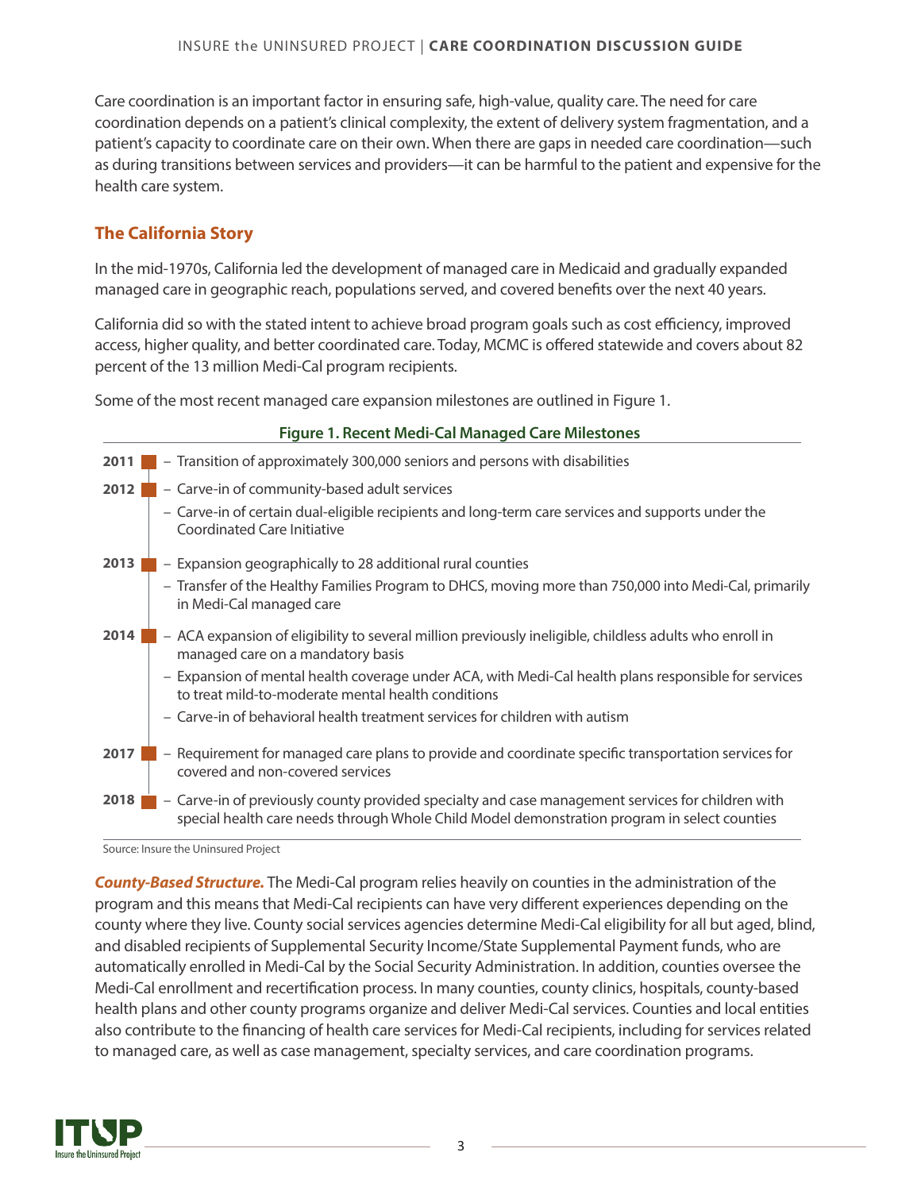Care coordination is an important factor in ensuring safe, high-value, quality care. The need for care coordination depends on a patient's clinical complexity, the extent of delivery system fragmentation, and a patient's capacity to coordinate care on their own. When there are gaps in needed care coordination—such as during transitions between services and providers—it can be harmful to the patient and expensive for the health care system.

## The California Story

In the mid-1970s, California led the development of managed care in Medicaid and gradually expanded managed care in geographic reach, populations served, and covered benefits over the next 40 years.

California did so with the stated intent to achieve broad program goals such as cost efficiency, improved access, higher quality, and better coordinated care. Today, MCMC is offered statewide and covers about 82 percent of the 13 million Medi-Cal program recipients.

Some of the most recent managed care expansion milestones are outlined in Figure 1.

**Figure 1. Recent Medi-Cal Managed Care Milestones**

**2011**
- Transition of approximately 300,000 seniors and persons with disabilities

**2012**
- Carve-in of community-based adult services
- Carve-in of certain dual-eligible recipients and long-term care services and supports under the Coordinated Care Initiative

**2013**
- Expansion geographically to 28 additional rural counties
- Transfer of the Healthy Families Program to DHCS, moving more than 750,000 into Medi-Cal, primarily in Medi-Cal managed care

**2014**
- ACA expansion of eligibility to several million previously ineligible, childless adults who enroll in managed care on a mandatory basis
- Expansion of mental health coverage under ACA, with Medi-Cal health plans responsible for services to treat mild-to-moderate mental health conditions
- Carve-in of behavioral health treatment services for children with autism

**2017**
- Requirement for managed care plans to provide and coordinate specific transportation services for covered and non-covered services

**2018**
- Carve-in of previously county provided specialty and case management services for children with special health care needs through Whole Child Model demonstration program in select counties

Source: Insure the Uninsured Project

***County-Based Structure.*** The Medi-Cal program relies heavily on counties in the administration of the program and this means that Medi-Cal recipients can have very different experiences depending on the county where they live. County social services agencies determine Medi-Cal eligibility for all but aged, blind, and disabled recipients of Supplemental Security Income/State Supplemental Payment funds, who are automatically enrolled in Medi-Cal by the Social Security Administration. In addition, counties oversee the Medi-Cal enrollment and recertification process. In many counties, county clinics, hospitals, county-based health plans and other county programs organize and deliver Medi-Cal services. Counties and local entities also contribute to the financing of health care services for Medi-Cal recipients, including for services related to managed care, as well as case management, specialty services, and care coordination programs.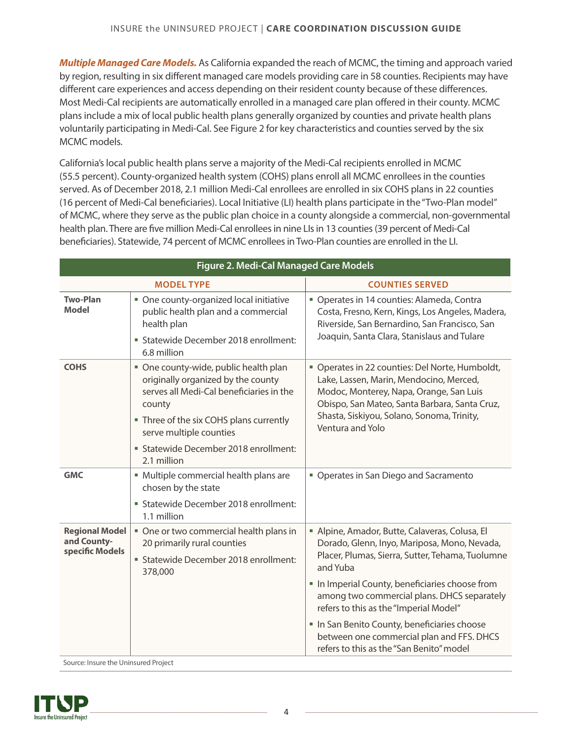***Multiple Managed Care Models.*** As California expanded the reach of MCMC, the timing and approach varied by region, resulting in six different managed care models providing care in 58 counties. Recipients may have different care experiences and access depending on their resident county because of these differences. Most Medi-Cal recipients are automatically enrolled in a managed care plan offered in their county. MCMC plans include a mix of local public health plans generally organized by counties and private health plans voluntarily participating in Medi-Cal. See Figure 2 for key characteristics and counties served by the six MCMC models.

California's local public health plans serve a majority of the Medi-Cal recipients enrolled in MCMC (55.5 percent). County-organized health system (COHS) plans enroll all MCMC enrollees in the counties served. As of December 2018, 2.1 million Medi-Cal enrollees are enrolled in six COHS plans in 22 counties (16 percent of Medi-Cal beneficiaries). Local Initiative (LI) health plans participate in the "Two-Plan model" of MCMC, where they serve as the public plan choice in a county alongside a commercial, non-governmental health plan. There are five million Medi-Cal enrollees in nine LIs in 13 counties (39 percent of Medi-Cal beneficiaries). Statewide, 74 percent of MCMC enrollees in Two-Plan counties are enrolled in the LI.

**Figure 2. Medi-Cal Managed Care Models**

| | MODEL TYPE | COUNTIES SERVED |
|---|---|---|
| **Two-Plan Model** | ▪ One county-organized local initiative public health plan and a commercial health plan<br>▪ Statewide December 2018 enrollment: 6.8 million | ▪ Operates in 14 counties: Alameda, Contra Costa, Fresno, Kern, Kings, Los Angeles, Madera, Riverside, San Bernardino, San Francisco, San Joaquin, Santa Clara, Stanislaus and Tulare |
| **COHS** | ▪ One county-wide, public health plan originally organized by the county serves all Medi-Cal beneficiaries in the county<br>▪ Three of the six COHS plans currently serve multiple counties<br>▪ Statewide December 2018 enrollment: 2.1 million | ▪ Operates in 22 counties: Del Norte, Humboldt, Lake, Lassen, Marin, Mendocino, Merced, Modoc, Monterey, Napa, Orange, San Luis Obispo, San Mateo, Santa Barbara, Santa Cruz, Shasta, Siskiyou, Solano, Sonoma, Trinity, Ventura and Yolo |
| **GMC** | ▪ Multiple commercial health plans are chosen by the state<br>▪ Statewide December 2018 enrollment: 1.1 million | ▪ Operates in San Diego and Sacramento |
| **Regional Model and County-specific Models** | ▪ One or two commercial health plans in 20 primarily rural counties<br>▪ Statewide December 2018 enrollment: 378,000 | ▪ Alpine, Amador, Butte, Calaveras, Colusa, El Dorado, Glenn, Inyo, Mariposa, Mono, Nevada, Placer, Plumas, Sierra, Sutter, Tehama, Tuolumne and Yuba<br>▪ In Imperial County, beneficiaries choose from among two commercial plans. DHCS separately refers to this as the "Imperial Model"<br>▪ In San Benito County, beneficiaries choose between one commercial plan and FFS. DHCS refers to this as the "San Benito" model |

Source: Insure the Uninsured Project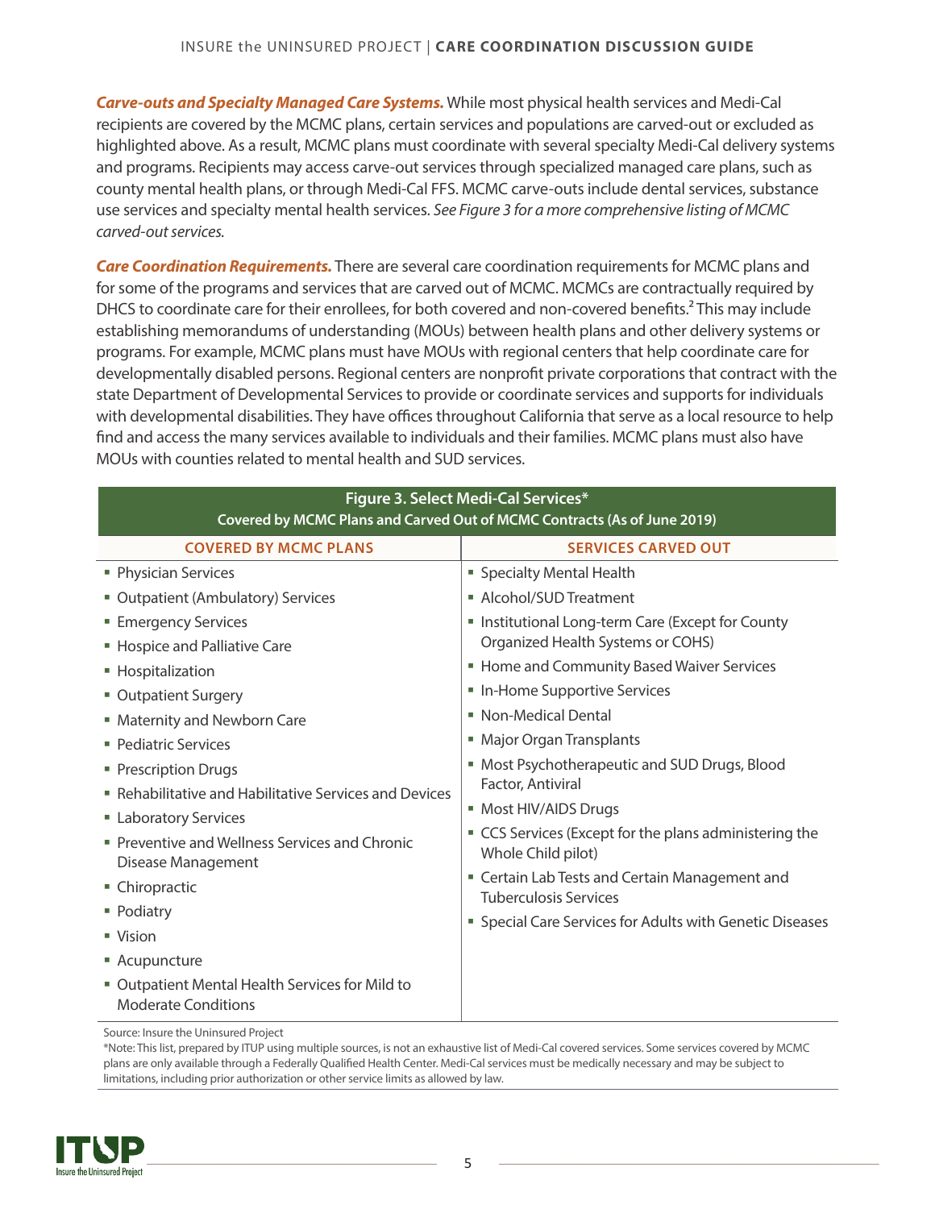***Carve-outs and Specialty Managed Care Systems.*** While most physical health services and Medi-Cal recipients are covered by the MCMC plans, certain services and populations are carved-out or excluded as highlighted above. As a result, MCMC plans must coordinate with several specialty Medi-Cal delivery systems and programs. Recipients may access carve-out services through specialized managed care plans, such as county mental health plans, or through Medi-Cal FFS. MCMC carve-outs include dental services, substance use services and specialty mental health services. *See Figure 3 for a more comprehensive listing of MCMC carved-out services.*

***Care Coordination Requirements.*** There are several care coordination requirements for MCMC plans and for some of the programs and services that are carved out of MCMC. MCMCs are contractually required by DHCS to coordinate care for their enrollees, for both covered and non-covered benefits.[2] This may include establishing memorandums of understanding (MOUs) between health plans and other delivery systems or programs. For example, MCMC plans must have MOUs with regional centers that help coordinate care for developmentally disabled persons. Regional centers are nonprofit private corporations that contract with the state Department of Developmental Services to provide or coordinate services and supports for individuals with developmental disabilities. They have offices throughout California that serve as a local resource to help find and access the many services available to individuals and their families. MCMC plans must also have MOUs with counties related to mental health and SUD services.

**Figure 3. Select Medi-Cal Services***
**Covered by MCMC Plans and Carved Out of MCMC Contracts (As of June 2019)**

| COVERED BY MCMC PLANS | SERVICES CARVED OUT |
|---|---|
| ▪ Physician Services | ▪ Specialty Mental Health |
| ▪ Outpatient (Ambulatory) Services | ▪ Alcohol/SUD Treatment |
| ▪ Emergency Services | ▪ Institutional Long-term Care (Except for County Organized Health Systems or COHS) |
| ▪ Hospice and Palliative Care | ▪ Home and Community Based Waiver Services |
| ▪ Hospitalization | ▪ In-Home Supportive Services |
| ▪ Outpatient Surgery | ▪ Non-Medical Dental |
| ▪ Maternity and Newborn Care | ▪ Major Organ Transplants |
| ▪ Pediatric Services | ▪ Most Psychotherapeutic and SUD Drugs, Blood Factor, Antiviral |
| ▪ Prescription Drugs | ▪ Most HIV/AIDS Drugs |
| ▪ Rehabilitative and Habilitative Services and Devices | ▪ CCS Services (Except for the plans administering the Whole Child pilot) |
| ▪ Laboratory Services | ▪ Certain Lab Tests and Certain Management and Tuberculosis Services |
| ▪ Preventive and Wellness Services and Chronic Disease Management | ▪ Special Care Services for Adults with Genetic Diseases |
| ▪ Chiropractic | |
| ▪ Podiatry | |
| ▪ Vision | |
| ▪ Acupuncture | |
| ▪ Outpatient Mental Health Services for Mild to Moderate Conditions | |

Source: Insure the Uninsured Project

*Note: This list, prepared by ITUP using multiple sources, is not an exhaustive list of Medi-Cal covered services. Some services covered by MCMC plans are only available through a Federally Qualified Health Center. Medi-Cal services must be medically necessary and may be subject to limitations, including prior authorization or other service limits as allowed by law.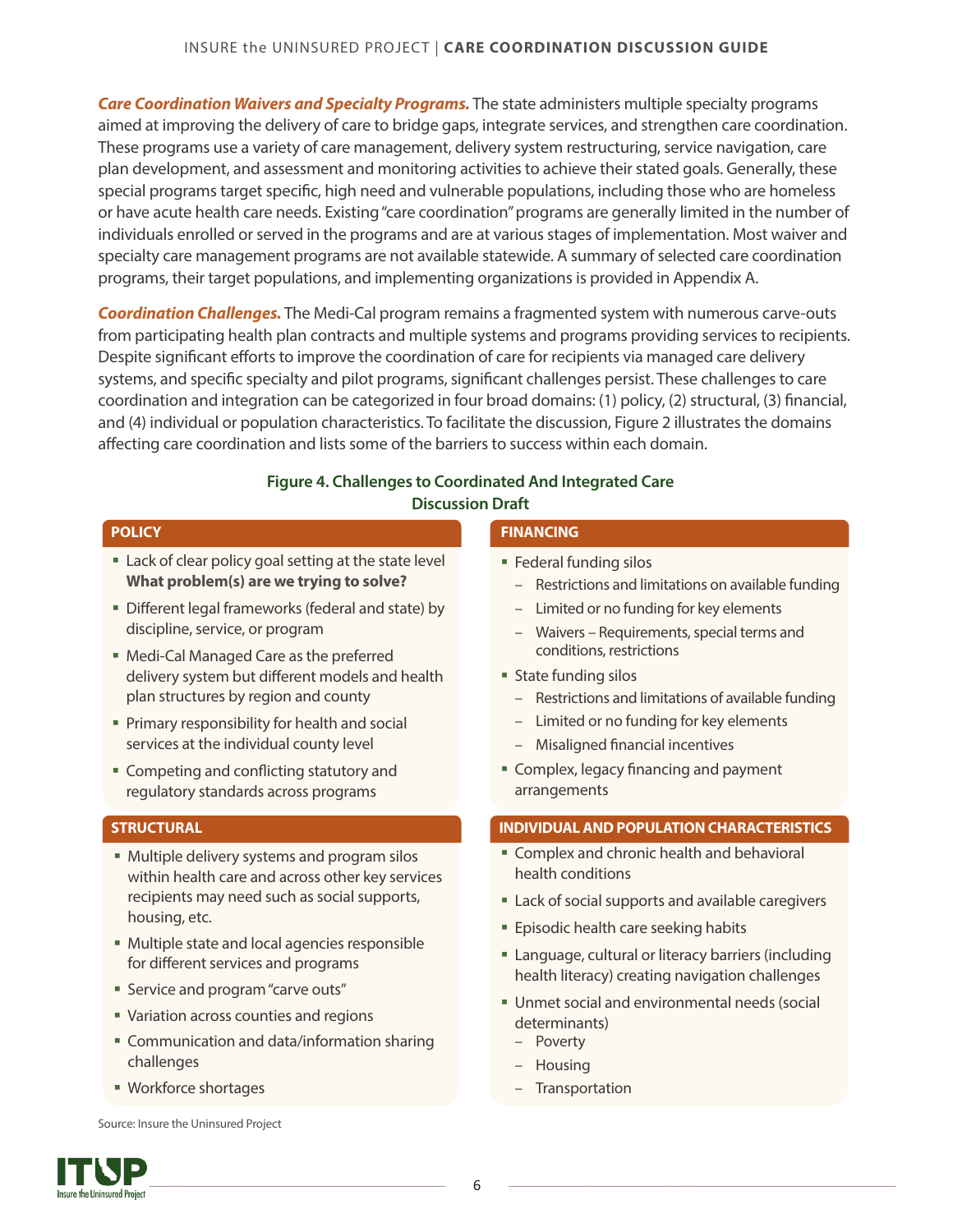***Care Coordination Waivers and Specialty Programs.*** The state administers multiple specialty programs aimed at improving the delivery of care to bridge gaps, integrate services, and strengthen care coordination. These programs use a variety of care management, delivery system restructuring, service navigation, care plan development, and assessment and monitoring activities to achieve their stated goals. Generally, these special programs target specific, high need and vulnerable populations, including those who are homeless or have acute health care needs. Existing "care coordination" programs are generally limited in the number of individuals enrolled or served in the programs and are at various stages of implementation. Most waiver and specialty care management programs are not available statewide. A summary of selected care coordination programs, their target populations, and implementing organizations is provided in Appendix A.

***Coordination Challenges.*** The Medi-Cal program remains a fragmented system with numerous carve-outs from participating health plan contracts and multiple systems and programs providing services to recipients. Despite significant efforts to improve the coordination of care for recipients via managed care delivery systems, and specific specialty and pilot programs, significant challenges persist. These challenges to care coordination and integration can be categorized in four broad domains: (1) policy, (2) structural, (3) financial, and (4) individual or population characteristics. To facilitate the discussion, Figure 2 illustrates the domains affecting care coordination and lists some of the barriers to success within each domain.

**Figure 4. Challenges to Coordinated And Integrated Care**
**Discussion Draft**

**POLICY**

- Lack of clear policy goal setting at the state level **What problem(s) are we trying to solve?**
- Different legal frameworks (federal and state) by discipline, service, or program
- Medi-Cal Managed Care as the preferred delivery system but different models and health plan structures by region and county
- Primary responsibility for health and social services at the individual county level
- Competing and conflicting statutory and regulatory standards across programs

**STRUCTURAL**

- Multiple delivery systems and program silos within health care and across other key services recipients may need such as social supports, housing, etc.
- Multiple state and local agencies responsible for different services and programs
- Service and program "carve outs"
- Variation across counties and regions
- Communication and data/information sharing challenges
- Workforce shortages

**FINANCING**

- Federal funding silos
  - Restrictions and limitations on available funding
  - Limited or no funding for key elements
  - Waivers – Requirements, special terms and conditions, restrictions
- State funding silos
  - Restrictions and limitations of available funding
  - Limited or no funding for key elements
  - Misaligned financial incentives
- Complex, legacy financing and payment arrangements

**INDIVIDUAL AND POPULATION CHARACTERISTICS**

- Complex and chronic health and behavioral health conditions
- Lack of social supports and available caregivers
- Episodic health care seeking habits
- Language, cultural or literacy barriers (including health literacy) creating navigation challenges
- Unmet social and environmental needs (social determinants)
  - Poverty
  - Housing
  - Transportation

Source: Insure the Uninsured Project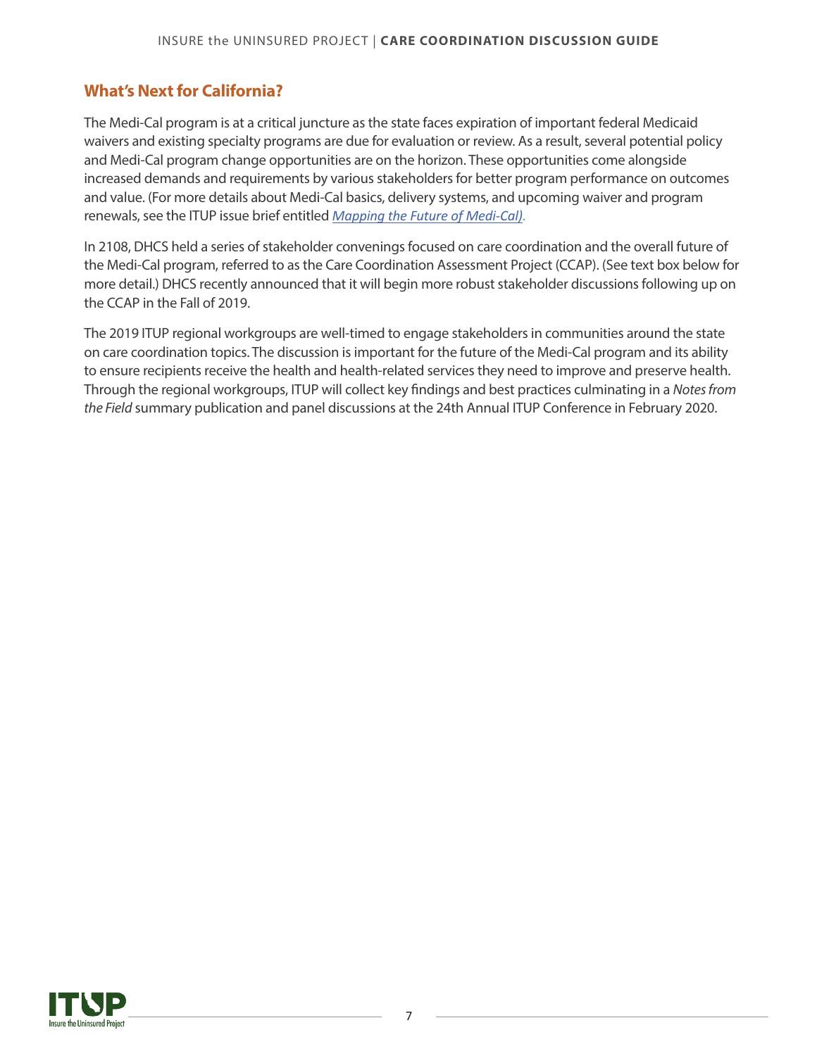## What's Next for California?

The Medi-Cal program is at a critical juncture as the state faces expiration of important federal Medicaid waivers and existing specialty programs are due for evaluation or review. As a result, several potential policy and Medi-Cal program change opportunities are on the horizon. These opportunities come alongside increased demands and requirements by various stakeholders for better program performance on outcomes and value. (For more details about Medi-Cal basics, delivery systems, and upcoming waiver and program renewals, see the ITUP issue brief entitled *Mapping the Future of Medi-Cal).*

In 2108, DHCS held a series of stakeholder convenings focused on care coordination and the overall future of the Medi-Cal program, referred to as the Care Coordination Assessment Project (CCAP). (See text box below for more detail.) DHCS recently announced that it will begin more robust stakeholder discussions following up on the CCAP in the Fall of 2019.

The 2019 ITUP regional workgroups are well-timed to engage stakeholders in communities around the state on care coordination topics. The discussion is important for the future of the Medi-Cal program and its ability to ensure recipients receive the health and health-related services they need to improve and preserve health. Through the regional workgroups, ITUP will collect key findings and best practices culminating in a *Notes from the Field* summary publication and panel discussions at the 24th Annual ITUP Conference in February 2020.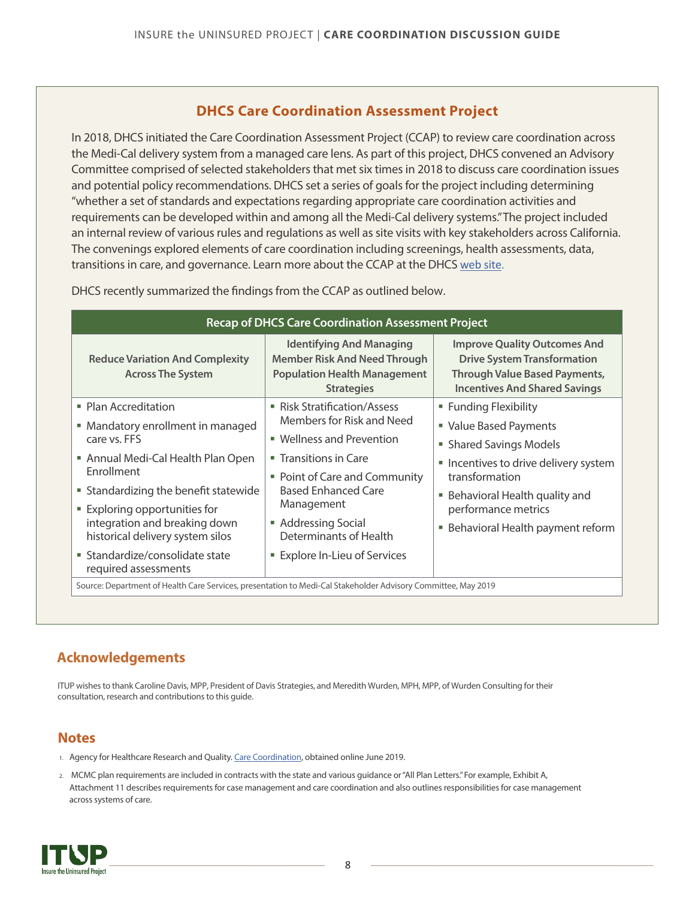## DHCS Care Coordination Assessment Project

In 2018, DHCS initiated the Care Coordination Assessment Project (CCAP) to review care coordination across the Medi-Cal delivery system from a managed care lens. As part of this project, DHCS convened an Advisory Committee comprised of selected stakeholders that met six times in 2018 to discuss care coordination issues and potential policy recommendations. DHCS set a series of goals for the project including determining "whether a set of standards and expectations regarding appropriate care coordination activities and requirements can be developed within and among all the Medi-Cal delivery systems." The project included an internal review of various rules and regulations as well as site visits with key stakeholders across California. The convenings explored elements of care coordination including screenings, health assessments, data, transitions in care, and governance. Learn more about the CCAP at the DHCS web site.

DHCS recently summarized the findings from the CCAP as outlined below.

**Recap of DHCS Care Coordination Assessment Project**

| Reduce Variation And Complexity Across The System | Identifying And Managing Member Risk And Need Through Population Health Management Strategies | Improve Quality Outcomes And Drive System Transformation Through Value Based Payments, Incentives And Shared Savings |
|---|---|---|
| ▪ Plan Accreditation<br>▪ Mandatory enrollment in managed care vs. FFS<br>▪ Annual Medi-Cal Health Plan Open Enrollment<br>▪ Standardizing the benefit statewide<br>▪ Exploring opportunities for integration and breaking down historical delivery system silos<br>▪ Standardize/consolidate state required assessments | ▪ Risk Stratification/Assess Members for Risk and Need<br>▪ Wellness and Prevention<br>▪ Transitions in Care<br>▪ Point of Care and Community Based Enhanced Care Management<br>▪ Addressing Social Determinants of Health<br>▪ Explore In-Lieu of Services | ▪ Funding Flexibility<br>▪ Value Based Payments<br>▪ Shared Savings Models<br>▪ Incentives to drive delivery system transformation<br>▪ Behavioral Health quality and performance metrics<br>▪ Behavioral Health payment reform |

Source: Department of Health Care Services, presentation to Medi-Cal Stakeholder Advisory Committee, May 2019

## Acknowledgements

ITUP wishes to thank Caroline Davis, MPP, President of Davis Strategies, and Meredith Wurden, MPH, MPP, of Wurden Consulting for their consultation, research and contributions to this guide.

## Notes

1. Agency for Healthcare Research and Quality. Care Coordination, obtained online June 2019.
2. MCMC plan requirements are included in contracts with the state and various guidance or "All Plan Letters." For example, Exhibit A, Attachment 11 describes requirements for case management and care coordination and also outlines responsibilities for case management across systems of care.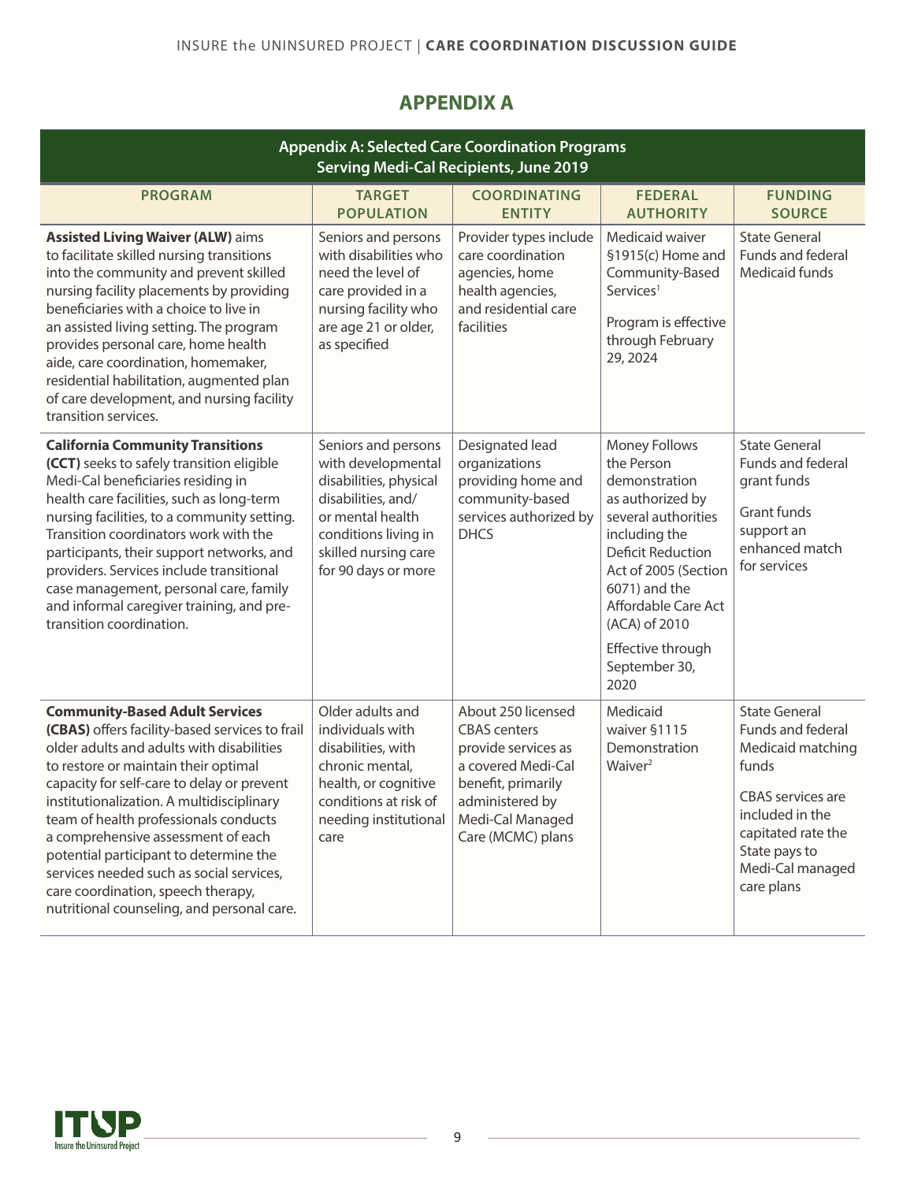## APPENDIX A

**Appendix A: Selected Care Coordination Programs Serving Medi-Cal Recipients, June 2019**

| PROGRAM | TARGET POPULATION | COORDINATING ENTITY | FEDERAL AUTHORITY | FUNDING SOURCE |
|---|---|---|---|---|
| **Assisted Living Waiver (ALW)** aims to facilitate skilled nursing transitions into the community and prevent skilled nursing facility placements by providing beneficiaries with a choice to live in an assisted living setting. The program provides personal care, home health aide, care coordination, homemaker, residential habilitation, augmented plan of care development, and nursing facility transition services. | Seniors and persons with disabilities who need the level of care provided in a nursing facility who are age 21 or older, as specified | Provider types include care coordination agencies, home health agencies, and residential care facilities | Medicaid waiver §1915(c) Home and Community-Based Services[1]<br><br>Program is effective through February 29, 2024 | State General Funds and federal Medicaid funds |
| **California Community Transitions (CCT)** seeks to safely transition eligible Medi-Cal beneficiaries residing in health care facilities, such as long-term nursing facilities, to a community setting. Transition coordinators work with the participants, their support networks, and providers. Services include transitional case management, personal care, family and informal caregiver training, and pre-transition coordination. | Seniors and persons with developmental disabilities, physical disabilities, and/or mental health conditions living in skilled nursing care for 90 days or more | Designated lead organizations providing home and community-based services authorized by DHCS | Money Follows the Person demonstration as authorized by several authorities including the Deficit Reduction Act of 2005 (Section 6071) and the Affordable Care Act (ACA) of 2010<br><br>Effective through September 30, 2020 | State General Funds and federal grant funds<br><br>Grant funds support an enhanced match for services |
| **Community-Based Adult Services (CBAS)** offers facility-based services to frail older adults and adults with disabilities to restore or maintain their optimal capacity for self-care to delay or prevent institutionalization. A multidisciplinary team of health professionals conducts a comprehensive assessment of each potential participant to determine the services needed such as social services, care coordination, speech therapy, nutritional counseling, and personal care. | Older adults and individuals with disabilities, with chronic mental, health, or cognitive conditions at risk of needing institutional care | About 250 licensed CBAS centers provide services as a covered Medi-Cal benefit, primarily administered by Medi-Cal Managed Care (MCMC) plans | Medicaid waiver §1115 Demonstration Waiver[2] | State General Funds and federal Medicaid matching funds<br><br>CBAS services are included in the capitated rate the State pays to Medi-Cal managed care plans |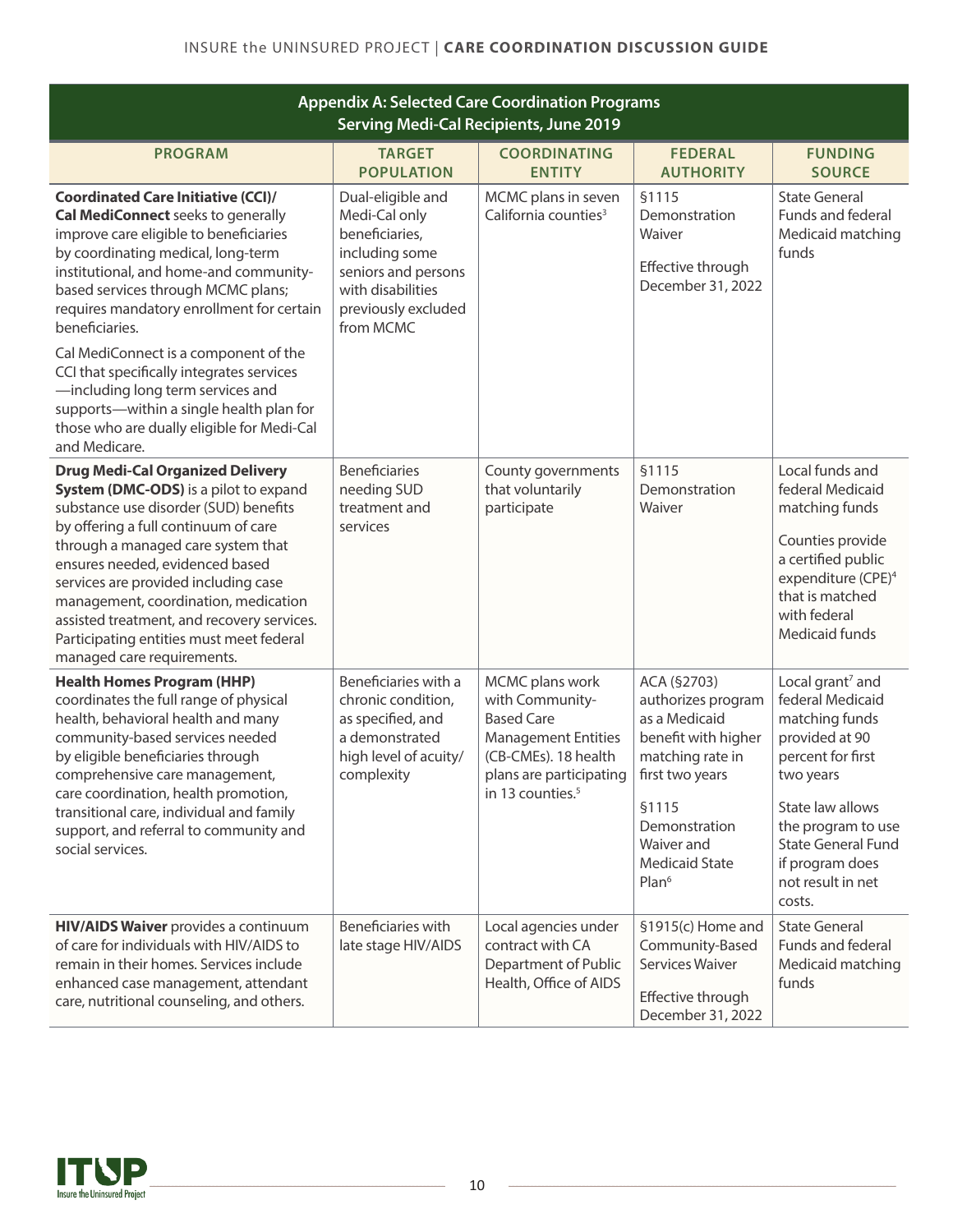## Appendix A: Selected Care Coordination Programs Serving Medi-Cal Recipients, June 2019

| PROGRAM | TARGET POPULATION | COORDINATING ENTITY | FEDERAL AUTHORITY | FUNDING SOURCE |
|---|---|---|---|---|
| **Coordinated Care Initiative (CCI)/ Cal MediConnect** seeks to generally improve care eligible to beneficiaries by coordinating medical, long-term institutional, and home-and community-based services through MCMC plans; requires mandatory enrollment for certain beneficiaries.<br><br>Cal MediConnect is a component of the CCI that specifically integrates services—including long term services and supports—within a single health plan for those who are dually eligible for Medi-Cal and Medicare. | Dual-eligible and Medi-Cal only beneficiaries, including some seniors and persons with disabilities previously excluded from MCMC | MCMC plans in seven California counties[3] | §1115 Demonstration Waiver<br><br>Effective through December 31, 2022 | State General Funds and federal Medicaid matching funds |
| **Drug Medi-Cal Organized Delivery System (DMC-ODS)** is a pilot to expand substance use disorder (SUD) benefits by offering a full continuum of care through a managed care system that ensures needed, evidenced based services are provided including case management, coordination, medication assisted treatment, and recovery services. Participating entities must meet federal managed care requirements. | Beneficiaries needing SUD treatment and services | County governments that voluntarily participate | §1115 Demonstration Waiver | Local funds and federal Medicaid matching funds<br><br>Counties provide a certified public expenditure (CPE)[4] that is matched with federal Medicaid funds |
| **Health Homes Program (HHP)** coordinates the full range of physical health, behavioral health and many community-based services needed by eligible beneficiaries through comprehensive care management, care coordination, health promotion, transitional care, individual and family support, and referral to community and social services. | Beneficiaries with a chronic condition, as specified, and a demonstrated high level of acuity/ complexity | MCMC plans work with Community-Based Care Management Entities (CB-CMEs). 18 health plans are participating in 13 counties.[5] | ACA (§2703) authorizes program as a Medicaid benefit with higher matching rate in first two years<br><br>§1115 Demonstration Waiver and Medicaid State Plan[6] | Local grant[7] and federal Medicaid matching funds provided at 90 percent for first two years<br><br>State law allows the program to use State General Fund if program does not result in net costs. |
| **HIV/AIDS Waiver** provides a continuum of care for individuals with HIV/AIDS to remain in their homes. Services include enhanced case management, attendant care, nutritional counseling, and others. | Beneficiaries with late stage HIV/AIDS | Local agencies under contract with CA Department of Public Health, Office of AIDS | §1915(c) Home and Community-Based Services Waiver<br><br>Effective through December 31, 2022 | State General Funds and federal Medicaid matching funds |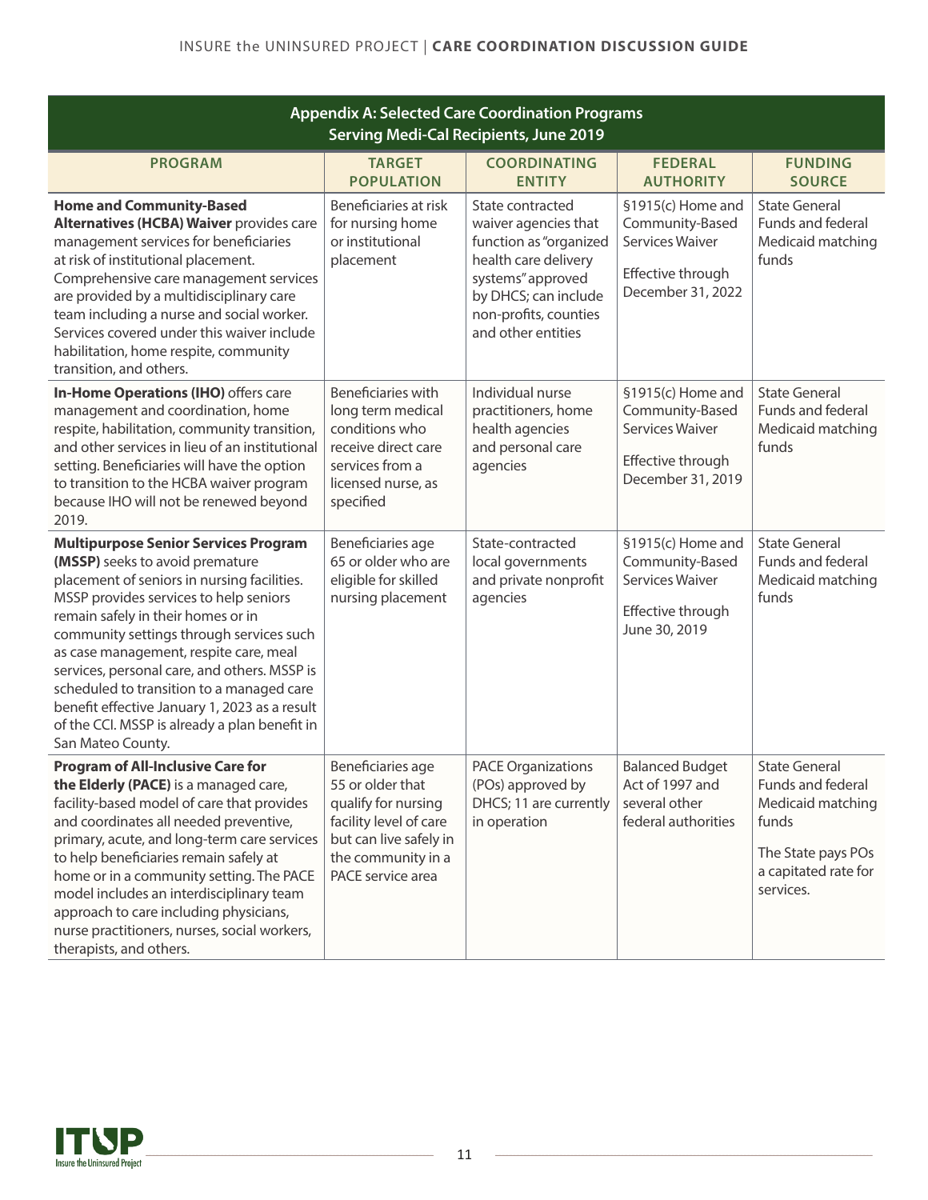| Appendix A: Selected Care Coordination Programs Serving Medi-Cal Recipients, June 2019 | | | | |
|---|---|---|---|---|
| **PROGRAM** | **TARGET POPULATION** | **COORDINATING ENTITY** | **FEDERAL AUTHORITY** | **FUNDING SOURCE** |
| **Home and Community-Based Alternatives (HCBA) Waiver** provides care management services for beneficiaries at risk of institutional placement. Comprehensive care management services are provided by a multidisciplinary care team including a nurse and social worker. Services covered under this waiver include habilitation, home respite, community transition, and others. | Beneficiaries at risk for nursing home or institutional placement | State contracted waiver agencies that function as "organized health care delivery systems" approved by DHCS; can include non-profits, counties and other entities | §1915(c) Home and Community-Based Services Waiver<br><br>Effective through December 31, 2022 | State General Funds and federal Medicaid matching funds |
| **In-Home Operations (IHO)** offers care management and coordination, home respite, habilitation, community transition, and other services in lieu of an institutional setting. Beneficiaries will have the option to transition to the HCBA waiver program because IHO will not be renewed beyond 2019. | Beneficiaries with long term medical conditions who receive direct care services from a licensed nurse, as specified | Individual nurse practitioners, home health agencies and personal care agencies | §1915(c) Home and Community-Based Services Waiver<br><br>Effective through December 31, 2019 | State General Funds and federal Medicaid matching funds |
| **Multipurpose Senior Services Program (MSSP)** seeks to avoid premature placement of seniors in nursing facilities. MSSP provides services to help seniors remain safely in their homes or in community settings through services such as case management, respite care, meal services, personal care, and others. MSSP is scheduled to transition to a managed care benefit effective January 1, 2023 as a result of the CCI. MSSP is already a plan benefit in San Mateo County. | Beneficiaries age 65 or older who are eligible for skilled nursing placement | State-contracted local governments and private nonprofit agencies | §1915(c) Home and Community-Based Services Waiver<br><br>Effective through June 30, 2019 | State General Funds and federal Medicaid matching funds |
| **Program of All-Inclusive Care for the Elderly (PACE)** is a managed care, facility-based model of care that provides and coordinates all needed preventive, primary, acute, and long-term care services to help beneficiaries remain safely at home or in a community setting. The PACE model includes an interdisciplinary team approach to care including physicians, nurse practitioners, nurses, social workers, therapists, and others. | Beneficiaries age 55 or older that qualify for nursing facility level of care but can live safely in the community in a PACE service area | PACE Organizations (POs) approved by DHCS; 11 are currently in operation | Balanced Budget Act of 1997 and several other federal authorities | State General Funds and federal Medicaid matching funds<br><br>The State pays POs a capitated rate for services. |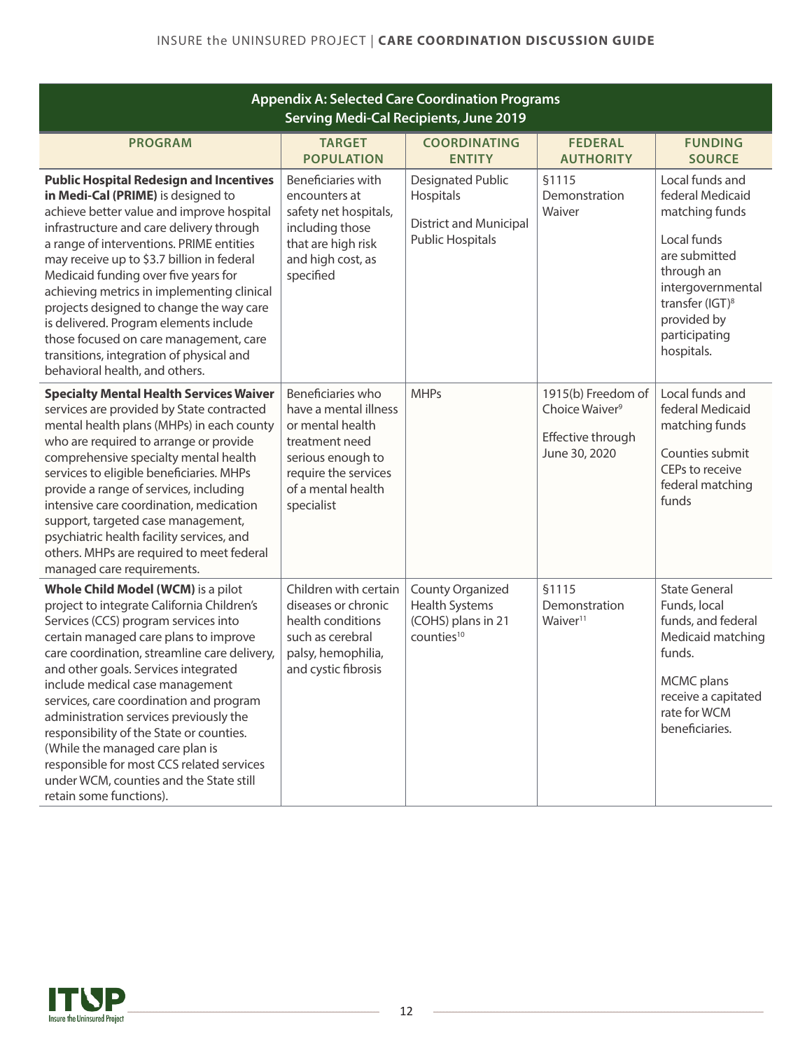| Appendix A: Selected Care Coordination Programs Serving Medi-Cal Recipients, June 2019 | | | | |
|---|---|---|---|---|
| **PROGRAM** | **TARGET POPULATION** | **COORDINATING ENTITY** | **FEDERAL AUTHORITY** | **FUNDING SOURCE** |
| **Public Hospital Redesign and Incentives in Medi-Cal (PRIME)** is designed to achieve better value and improve hospital infrastructure and care delivery through a range of interventions. PRIME entities may receive up to $3.7 billion in federal Medicaid funding over five years for achieving metrics in implementing clinical projects designed to change the way care is delivered. Program elements include those focused on care management, care transitions, integration of physical and behavioral health, and others. | Beneficiaries with encounters at safety net hospitals, including those that are high risk and high cost, as specified | Designated Public Hospitals<br><br>District and Municipal Public Hospitals | §1115 Demonstration Waiver | Local funds and federal Medicaid matching funds<br><br>Local funds are submitted through an intergovernmental transfer (IGT)[8] provided by participating hospitals. |
| **Specialty Mental Health Services Waiver** services are provided by State contracted mental health plans (MHPs) in each county who are required to arrange or provide comprehensive specialty mental health services to eligible beneficiaries. MHPs provide a range of services, including intensive care coordination, medication support, targeted case management, psychiatric health facility services, and others. MHPs are required to meet federal managed care requirements. | Beneficiaries who have a mental illness or mental health treatment need serious enough to require the services of a mental health specialist | MHPs | 1915(b) Freedom of Choice Waiver[9]<br><br>Effective through June 30, 2020 | Local funds and federal Medicaid matching funds<br><br>Counties submit CEPs to receive federal matching funds |
| **Whole Child Model (WCM)** is a pilot project to integrate California Children's Services (CCS) program services into certain managed care plans to improve care coordination, streamline care delivery, and other goals. Services integrated include medical case management services, care coordination and program administration services previously the responsibility of the State or counties. (While the managed care plan is responsible for most CCS related services under WCM, counties and the State still retain some functions). | Children with certain diseases or chronic health conditions such as cerebral palsy, hemophilia, and cystic fibrosis | County Organized Health Systems (COHS) plans in 21 counties[10] | §1115 Demonstration Waiver[11] | State General Funds, local funds, and federal Medicaid matching funds.<br><br>MCMC plans receive a capitated rate for WCM beneficiaries. |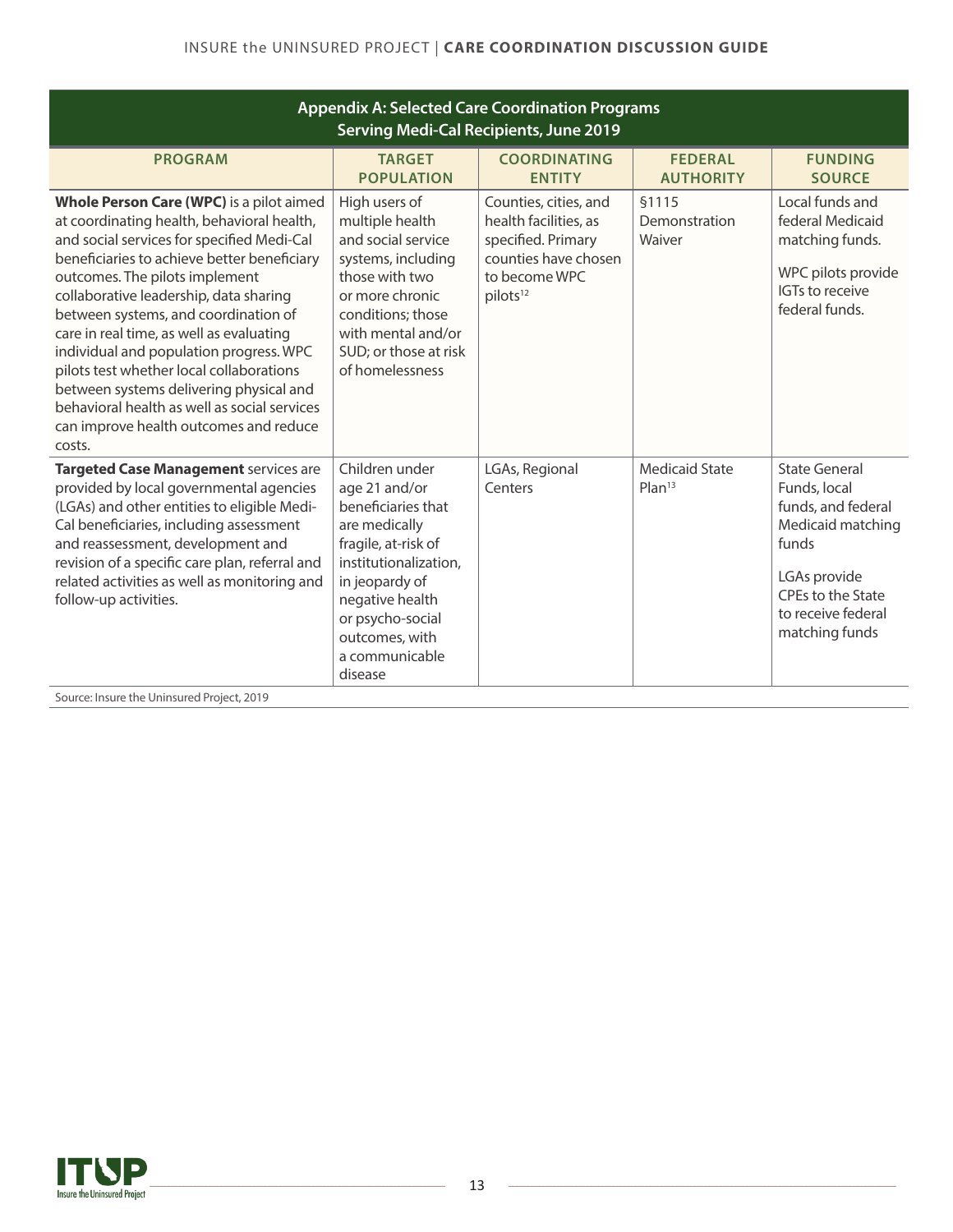## Appendix A: Selected Care Coordination Programs Serving Medi-Cal Recipients, June 2019

| PROGRAM | TARGET POPULATION | COORDINATING ENTITY | FEDERAL AUTHORITY | FUNDING SOURCE |
|---|---|---|---|---|
| **Whole Person Care (WPC)** is a pilot aimed at coordinating health, behavioral health, and social services for specified Medi-Cal beneficiaries to achieve better beneficiary outcomes. The pilots implement collaborative leadership, data sharing between systems, and coordination of care in real time, as well as evaluating individual and population progress. WPC pilots test whether local collaborations between systems delivering physical and behavioral health as well as social services can improve health outcomes and reduce costs. | High users of multiple health and social service systems, including those with two or more chronic conditions; those with mental and/or SUD; or those at risk of homelessness | Counties, cities, and health facilities, as specified. Primary counties have chosen to become WPC pilots[12] | §1115 Demonstration Waiver | Local funds and federal Medicaid matching funds. WPC pilots provide IGTs to receive federal funds. |
| **Targeted Case Management** services are provided by local governmental agencies (LGAs) and other entities to eligible Medi-Cal beneficiaries, including assessment and reassessment, development and revision of a specific care plan, referral and related activities as well as monitoring and follow-up activities. | Children under age 21 and/or beneficiaries that are medically fragile, at-risk of institutionalization, in jeopardy of negative health or psycho-social outcomes, with a communicable disease | LGAs, Regional Centers | Medicaid State Plan[13] | State General Funds, local funds, and federal Medicaid matching funds. LGAs provide CPEs to the State to receive federal matching funds |

Source: Insure the Uninsured Project, 2019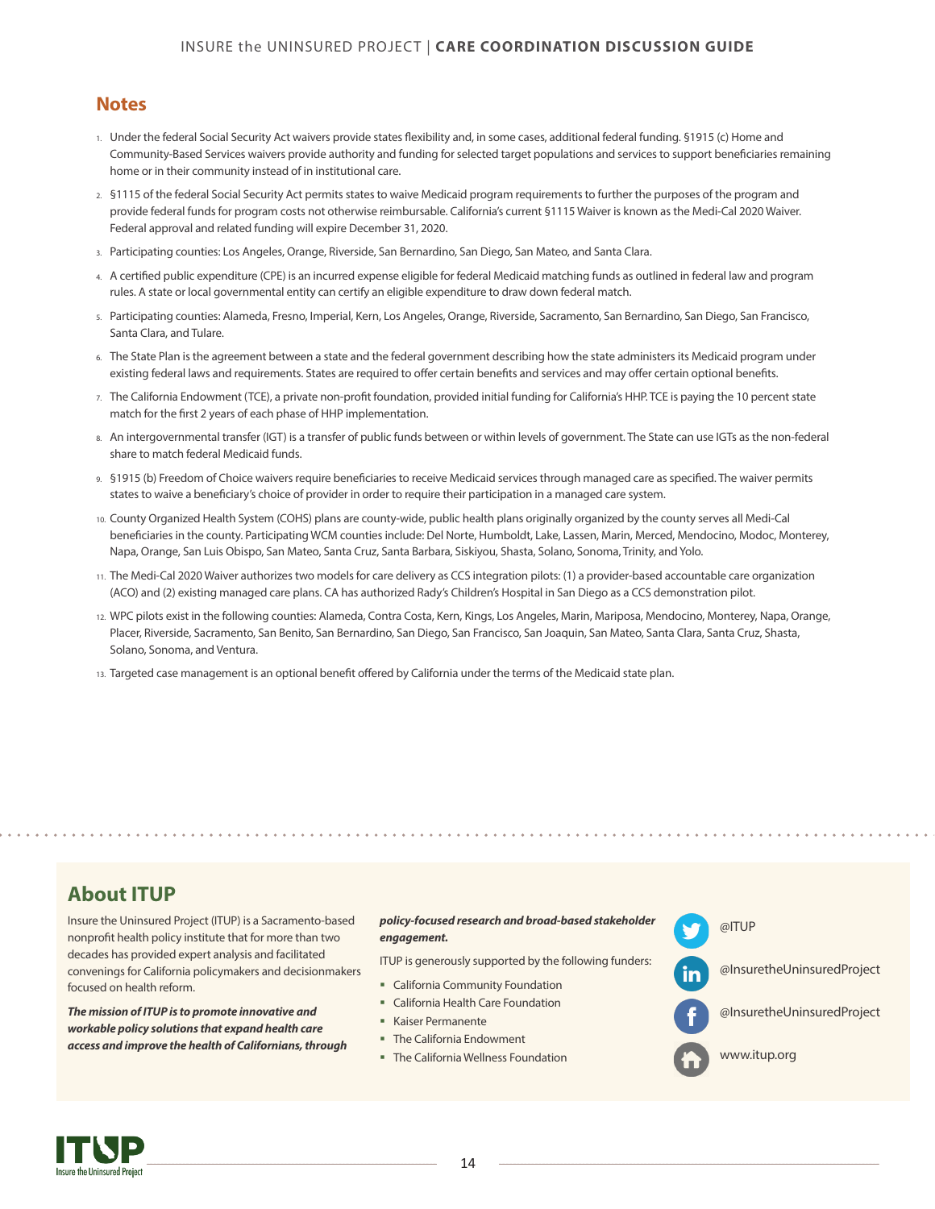## Notes

1. Under the federal Social Security Act waivers provide states flexibility and, in some cases, additional federal funding. §1915 (c) Home and Community-Based Services waivers provide authority and funding for selected target populations and services to support beneficiaries remaining home or in their community instead of in institutional care.
2. §1115 of the federal Social Security Act permits states to waive Medicaid program requirements to further the purposes of the program and provide federal funds for program costs not otherwise reimbursable. California's current §1115 Waiver is known as the Medi-Cal 2020 Waiver. Federal approval and related funding will expire December 31, 2020.
3. Participating counties: Los Angeles, Orange, Riverside, San Bernardino, San Diego, San Mateo, and Santa Clara.
4. A certified public expenditure (CPE) is an incurred expense eligible for federal Medicaid matching funds as outlined in federal law and program rules. A state or local governmental entity can certify an eligible expenditure to draw down federal match.
5. Participating counties: Alameda, Fresno, Imperial, Kern, Los Angeles, Orange, Riverside, Sacramento, San Bernardino, San Diego, San Francisco, Santa Clara, and Tulare.
6. The State Plan is the agreement between a state and the federal government describing how the state administers its Medicaid program under existing federal laws and requirements. States are required to offer certain benefits and services and may offer certain optional benefits.
7. The California Endowment (TCE), a private non-profit foundation, provided initial funding for California's HHP. TCE is paying the 10 percent state match for the first 2 years of each phase of HHP implementation.
8. An intergovernmental transfer (IGT) is a transfer of public funds between or within levels of government. The State can use IGTs as the non-federal share to match federal Medicaid funds.
9. §1915 (b) Freedom of Choice waivers require beneficiaries to receive Medicaid services through managed care as specified. The waiver permits states to waive a beneficiary's choice of provider in order to require their participation in a managed care system.
10. County Organized Health System (COHS) plans are county-wide, public health plans originally organized by the county serves all Medi-Cal beneficiaries in the county. Participating WCM counties include: Del Norte, Humboldt, Lake, Lassen, Marin, Merced, Mendocino, Modoc, Monterey, Napa, Orange, San Luis Obispo, San Mateo, Santa Cruz, Santa Barbara, Siskiyou, Shasta, Solano, Sonoma, Trinity, and Yolo.
11. The Medi-Cal 2020 Waiver authorizes two models for care delivery as CCS integration pilots: (1) a provider-based accountable care organization (ACO) and (2) existing managed care plans. CA has authorized Rady's Children's Hospital in San Diego as a CCS demonstration pilot.
12. WPC pilots exist in the following counties: Alameda, Contra Costa, Kern, Kings, Los Angeles, Marin, Mariposa, Mendocino, Monterey, Napa, Orange, Placer, Riverside, Sacramento, San Benito, San Bernardino, San Diego, San Francisco, San Joaquin, San Mateo, Santa Clara, Santa Cruz, Shasta, Solano, Sonoma, and Ventura.
13. Targeted case management is an optional benefit offered by California under the terms of the Medicaid state plan.

## About ITUP

Insure the Uninsured Project (ITUP) is a Sacramento-based nonprofit health policy institute that for more than two decades has provided expert analysis and facilitated convenings for California policymakers and decisionmakers focused on health reform.

***The mission of ITUP is to promote innovative and workable policy solutions that expand health care access and improve the health of Californians, through policy-focused research and broad-based stakeholder engagement.***

ITUP is generously supported by the following funders:

- California Community Foundation
- California Health Care Foundation
- Kaiser Permanente
- The California Endowment
- The California Wellness Foundation

@ITUP

@InsuretheUninsuredProject

@InsuretheUninsuredProject

www.itup.org